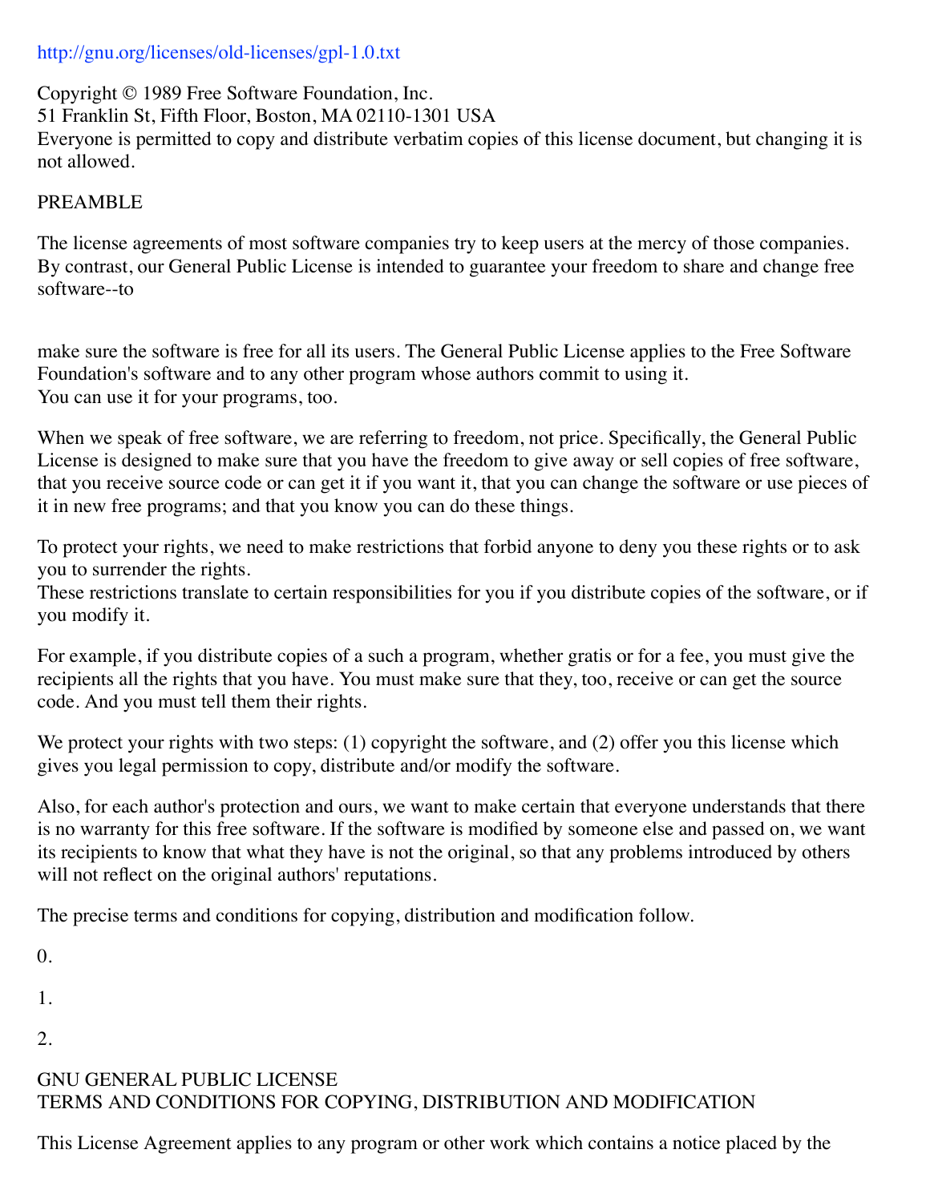http://gnu.org/licenses/old-licenses/gpl-1.0.txt

Copyright © 1989 Free Software Foundation, Inc.
51 Franklin St, Fifth Floor, Boston, MA 02110-1301 USA
Everyone is permitted to copy and distribute verbatim copies of this license document, but changing it is not allowed.

PREAMBLE

The license agreements of most software companies try to keep users at the mercy of those companies. By contrast, our General Public License is intended to guarantee your freedom to share and change free software--to

make sure the software is free for all its users. The General Public License applies to the Free Software Foundation's software and to any other program whose authors commit to using it.
You can use it for your programs, too.

When we speak of free software, we are referring to freedom, not price. Specifically, the General Public License is designed to make sure that you have the freedom to give away or sell copies of free software, that you receive source code or can get it if you want it, that you can change the software or use pieces of it in new free programs; and that you know you can do these things.

To protect your rights, we need to make restrictions that forbid anyone to deny you these rights or to ask you to surrender the rights.
These restrictions translate to certain responsibilities for you if you distribute copies of the software, or if you modify it.

For example, if you distribute copies of a such a program, whether gratis or for a fee, you must give the recipients all the rights that you have. You must make sure that they, too, receive or can get the source code. And you must tell them their rights.

We protect your rights with two steps: (1) copyright the software, and (2) offer you this license which gives you legal permission to copy, distribute and/or modify the software.

Also, for each author's protection and ours, we want to make certain that everyone understands that there is no warranty for this free software. If the software is modified by someone else and passed on, we want its recipients to know that what they have is not the original, so that any problems introduced by others will not reflect on the original authors' reputations.

The precise terms and conditions for copying, distribution and modification follow.

0.

1.

2.

GNU GENERAL PUBLIC LICENSE
TERMS AND CONDITIONS FOR COPYING, DISTRIBUTION AND MODIFICATION

This License Agreement applies to any program or other work which contains a notice placed by the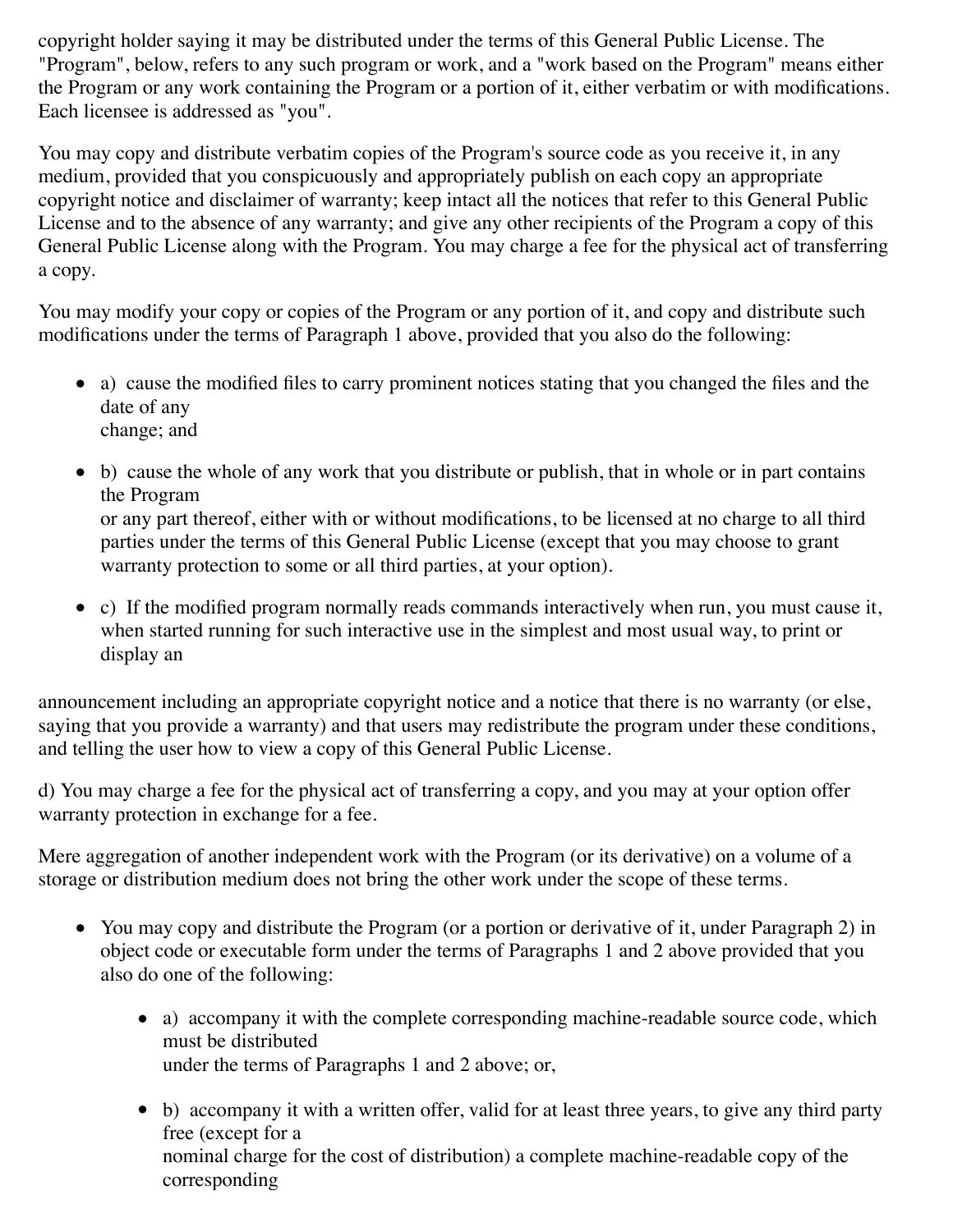copyright holder saying it may be distributed under the terms of this General Public License. The "Program", below, refers to any such program or work, and a "work based on the Program" means either the Program or any work containing the Program or a portion of it, either verbatim or with modifications. Each licensee is addressed as "you".

You may copy and distribute verbatim copies of the Program's source code as you receive it, in any medium, provided that you conspicuously and appropriately publish on each copy an appropriate copyright notice and disclaimer of warranty; keep intact all the notices that refer to this General Public License and to the absence of any warranty; and give any other recipients of the Program a copy of this General Public License along with the Program. You may charge a fee for the physical act of transferring a copy.

You may modify your copy or copies of the Program or any portion of it, and copy and distribute such modifications under the terms of Paragraph 1 above, provided that you also do the following:

- a) cause the modified files to carry prominent notices stating that you changed the files and the date of any
  change; and
- b) cause the whole of any work that you distribute or publish, that in whole or in part contains the Program
  or any part thereof, either with or without modifications, to be licensed at no charge to all third parties under the terms of this General Public License (except that you may choose to grant warranty protection to some or all third parties, at your option).
- c) If the modified program normally reads commands interactively when run, you must cause it, when started running for such interactive use in the simplest and most usual way, to print or display an

announcement including an appropriate copyright notice and a notice that there is no warranty (or else, saying that you provide a warranty) and that users may redistribute the program under these conditions, and telling the user how to view a copy of this General Public License.

d) You may charge a fee for the physical act of transferring a copy, and you may at your option offer warranty protection in exchange for a fee.

Mere aggregation of another independent work with the Program (or its derivative) on a volume of a storage or distribution medium does not bring the other work under the scope of these terms.

- You may copy and distribute the Program (or a portion or derivative of it, under Paragraph 2) in object code or executable form under the terms of Paragraphs 1 and 2 above provided that you also do one of the following:
  - a) accompany it with the complete corresponding machine-readable source code, which must be distributed
    under the terms of Paragraphs 1 and 2 above; or,
  - b) accompany it with a written offer, valid for at least three years, to give any third party free (except for a
    nominal charge for the cost of distribution) a complete machine-readable copy of the corresponding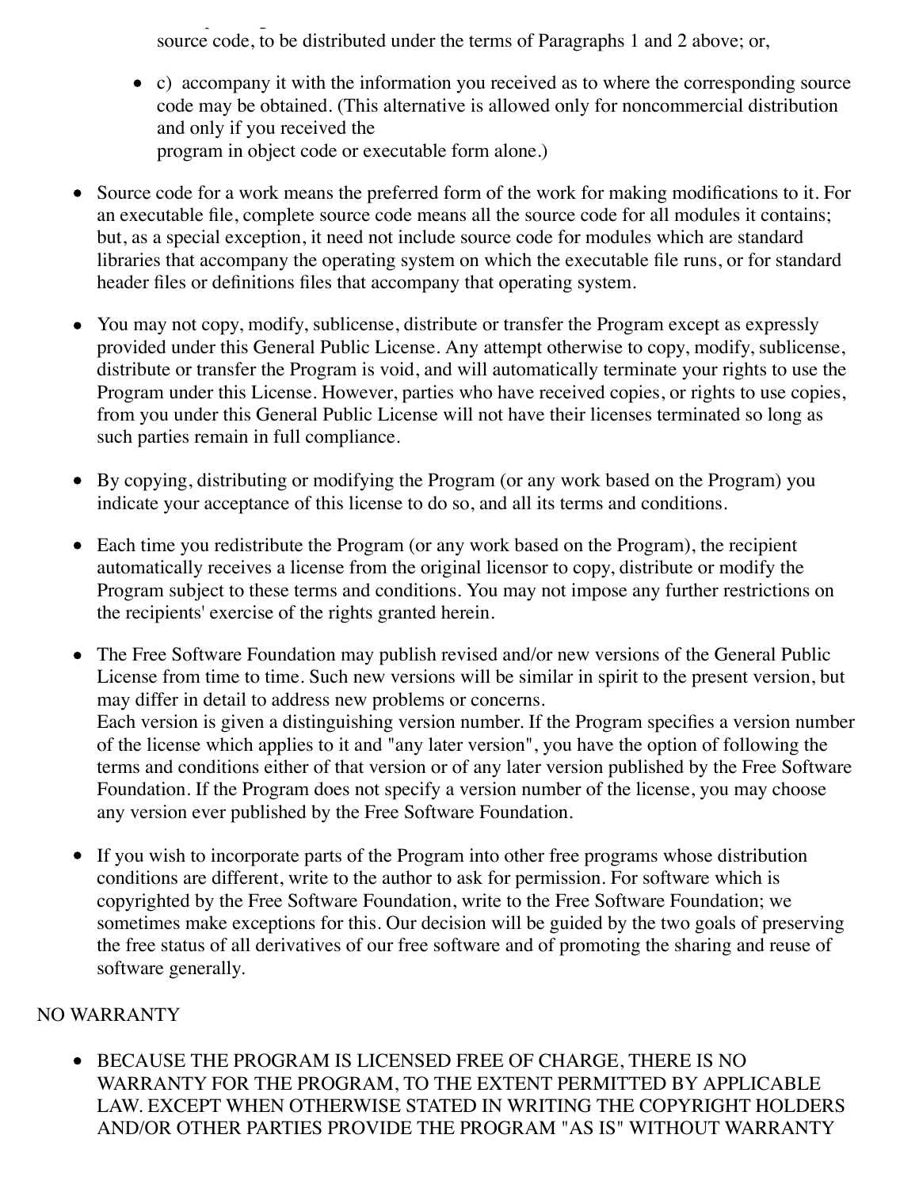source code, to be distributed under the terms of Paragraphs 1 and 2 above; or,

  - c) accompany it with the information you received as to where the corresponding source code may be obtained. (This alternative is allowed only for noncommercial distribution and only if you received the
    program in object code or executable form alone.)

- Source code for a work means the preferred form of the work for making modifications to it. For an executable file, complete source code means all the source code for all modules it contains; but, as a special exception, it need not include source code for modules which are standard libraries that accompany the operating system on which the executable file runs, or for standard header files or definitions files that accompany that operating system.

- You may not copy, modify, sublicense, distribute or transfer the Program except as expressly provided under this General Public License. Any attempt otherwise to copy, modify, sublicense, distribute or transfer the Program is void, and will automatically terminate your rights to use the Program under this License. However, parties who have received copies, or rights to use copies, from you under this General Public License will not have their licenses terminated so long as such parties remain in full compliance.

- By copying, distributing or modifying the Program (or any work based on the Program) you indicate your acceptance of this license to do so, and all its terms and conditions.

- Each time you redistribute the Program (or any work based on the Program), the recipient automatically receives a license from the original licensor to copy, distribute or modify the Program subject to these terms and conditions. You may not impose any further restrictions on the recipients' exercise of the rights granted herein.

- The Free Software Foundation may publish revised and/or new versions of the General Public License from time to time. Such new versions will be similar in spirit to the present version, but may differ in detail to address new problems or concerns.
  Each version is given a distinguishing version number. If the Program specifies a version number of the license which applies to it and "any later version", you have the option of following the terms and conditions either of that version or of any later version published by the Free Software Foundation. If the Program does not specify a version number of the license, you may choose any version ever published by the Free Software Foundation.

- If you wish to incorporate parts of the Program into other free programs whose distribution conditions are different, write to the author to ask for permission. For software which is copyrighted by the Free Software Foundation, write to the Free Software Foundation; we sometimes make exceptions for this. Our decision will be guided by the two goals of preserving the free status of all derivatives of our free software and of promoting the sharing and reuse of software generally.

NO WARRANTY

- BECAUSE THE PROGRAM IS LICENSED FREE OF CHARGE, THERE IS NO WARRANTY FOR THE PROGRAM, TO THE EXTENT PERMITTED BY APPLICABLE LAW. EXCEPT WHEN OTHERWISE STATED IN WRITING THE COPYRIGHT HOLDERS AND/OR OTHER PARTIES PROVIDE THE PROGRAM "AS IS" WITHOUT WARRANTY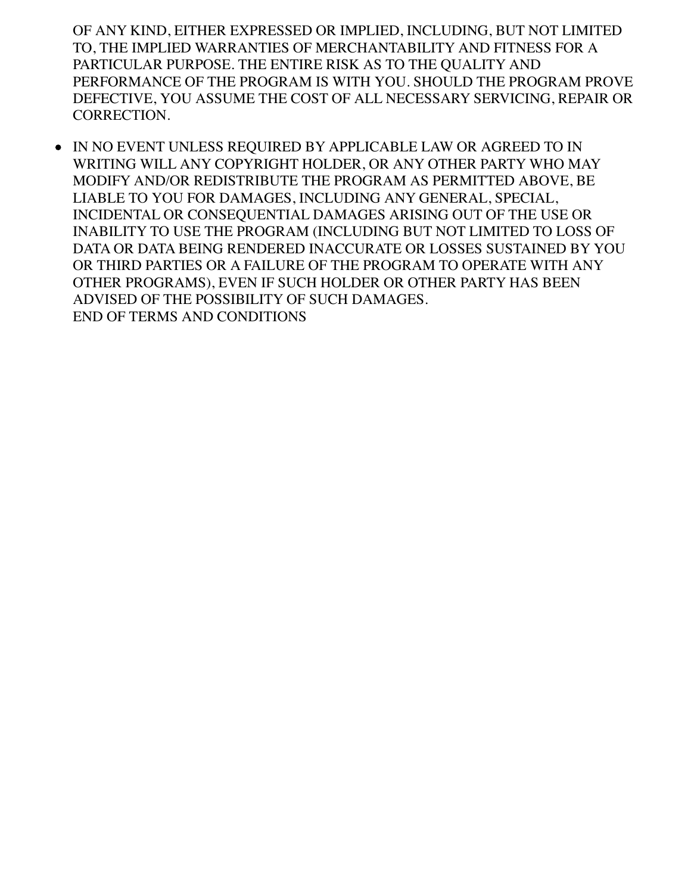OF ANY KIND, EITHER EXPRESSED OR IMPLIED, INCLUDING, BUT NOT LIMITED TO, THE IMPLIED WARRANTIES OF MERCHANTABILITY AND FITNESS FOR A PARTICULAR PURPOSE. THE ENTIRE RISK AS TO THE QUALITY AND PERFORMANCE OF THE PROGRAM IS WITH YOU. SHOULD THE PROGRAM PROVE DEFECTIVE, YOU ASSUME THE COST OF ALL NECESSARY SERVICING, REPAIR OR CORRECTION.

- IN NO EVENT UNLESS REQUIRED BY APPLICABLE LAW OR AGREED TO IN WRITING WILL ANY COPYRIGHT HOLDER, OR ANY OTHER PARTY WHO MAY MODIFY AND/OR REDISTRIBUTE THE PROGRAM AS PERMITTED ABOVE, BE LIABLE TO YOU FOR DAMAGES, INCLUDING ANY GENERAL, SPECIAL, INCIDENTAL OR CONSEQUENTIAL DAMAGES ARISING OUT OF THE USE OR INABILITY TO USE THE PROGRAM (INCLUDING BUT NOT LIMITED TO LOSS OF DATA OR DATA BEING RENDERED INACCURATE OR LOSSES SUSTAINED BY YOU OR THIRD PARTIES OR A FAILURE OF THE PROGRAM TO OPERATE WITH ANY OTHER PROGRAMS), EVEN IF SUCH HOLDER OR OTHER PARTY HAS BEEN ADVISED OF THE POSSIBILITY OF SUCH DAMAGES.
  END OF TERMS AND CONDITIONS